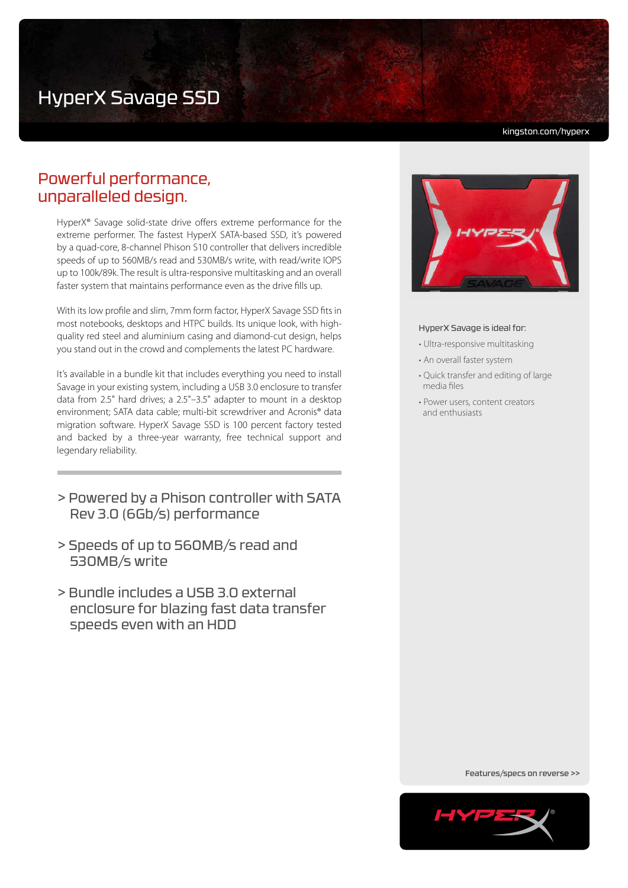# HyperX Savage SSD

kingston.com/hyperx

## Powerful performance, unparalleled design.

HyperX® Savage solid-state drive offers extreme performance for the extreme performer. The fastest HyperX SATA-based SSD, it's powered by a quad-core, 8-channel Phison S10 controller that delivers incredible speeds of up to 560MB/s read and 530MB/s write, with read/write IOPS up to 100k/89k. The result is ultra-responsive multitasking and an overall faster system that maintains performance even as the drive fills up.

With its low profile and slim, 7mm form factor, HyperX Savage SSD fits in most notebooks, desktops and HTPC builds. Its unique look, with high-quality red steel and aluminium casing and diamond-cut design, helps you stand out in the crowd and complements the latest PC hardware.

It's available in a bundle kit that includes everything you need to install Savage in your existing system, including a USB 3.0 enclosure to transfer data from 2.5" hard drives; a 2.5"–3.5" adapter to mount in a desktop environment; SATA data cable; multi-bit screwdriver and Acronis® data migration software. HyperX Savage SSD is 100 percent factory tested and backed by a three-year warranty, free technical support and legendary reliability.

> Powered by a Phison controller with SATA Rev 3.0 (6Gb/s) performance

> Speeds of up to 560MB/s read and 530MB/s write

> Bundle includes a USB 3.0 external enclosure for blazing fast data transfer speeds even with an HDD

HyperX Savage is ideal for:

- Ultra-responsive multitasking
- An overall faster system
- Quick transfer and editing of large media files
- Power users, content creators and enthusiasts

Features/specs on reverse >>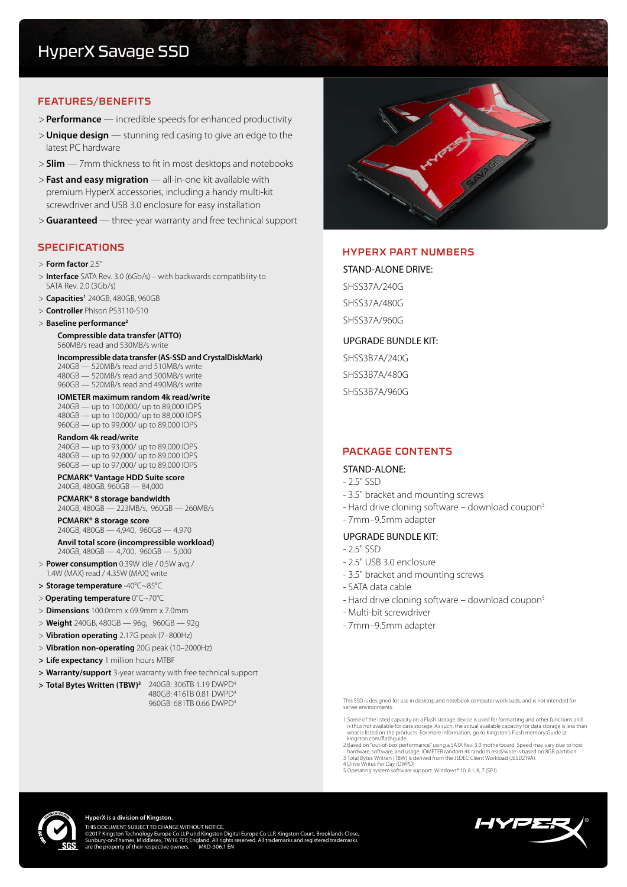# HyperX Savage SSD

## FEATURES/BENEFITS

- > **Performance** — incredible speeds for enhanced productivity
- > **Unique design** — stunning red casing to give an edge to the latest PC hardware
- > **Slim** — 7mm thickness to fit in most desktops and notebooks
- > **Fast and easy migration** — all-in-one kit available with premium HyperX accessories, including a handy multi-kit screwdriver and USB 3.0 enclosure for easy installation
- > **Guaranteed** — three-year warranty and free technical support

## SPECIFICATIONS

- > **Form factor** 2.5"
- > **Interface** SATA Rev. 3.0 (6Gb/s) – with backwards compatibility to SATA Rev. 2.0 (3Gb/s)
- > **Capacities**[1] 240GB, 480GB, 960GB
- > **Controller** Phison PS3110-S10
- > **Baseline performance**[2]

  **Compressible data transfer (ATTO)**
  560MB/s read and 530MB/s write

  **Incompressible data transfer (AS-SSD and CrystalDiskMark)**
  240GB — 520MB/s read and 510MB/s write
  480GB — 520MB/s read and 500MB/s write
  960GB — 520MB/s read and 490MB/s write

  **IOMETER maximum random 4k read/write**
  240GB — up to 100,000/ up to 89,000 IOPS
  480GB — up to 100,000/ up to 88,000 IOPS
  960GB — up to 99,000/ up to 89,000 IOPS

  **Random 4k read/write**
  240GB — up to 93,000/ up to 89,000 IOPS
  480GB — up to 92,000/ up to 89,000 IOPS
  960GB — up to 97,000/ up to 89,000 IOPS

  **PCMARK® Vantage HDD Suite score**
  240GB, 480GB, 960GB — 84,000

  **PCMARK® 8 storage bandwidth**
  240GB, 480GB — 223MB/s, 960GB — 260MB/s

  **PCMARK® 8 storage score**
  240GB, 480GB — 4,940, 960GB — 4,970

  **Anvil total score (incompressible workload)**
  240GB, 480GB — 4,700, 960GB — 5,000

- > **Power consumption** 0.39W idle / 0.5W avg / 1.4W (MAX) read / 4.35W (MAX) write
- > **Storage temperature** -40°C~85°C
- > **Operating temperature** 0°C~70°C
- > **Dimensions** 100.0mm x 69.9mm x 7.0mm
- > **Weight** 240GB, 480GB — 96g, 960GB — 92g
- > **Vibration operating** 2.17G peak (7–800Hz)
- > **Vibration non-operating** 20G peak (10–2000Hz)
- > **Life expectancy** 1 million hours MTBF
- > **Warranty/support** 3-year warranty with free technical support
- > **Total Bytes Written (TBW)**[3]
  240GB: 306TB 1.19 DWPD[4]
  480GB: 416TB 0.81 DWPD[4]
  960GB: 681TB 0.66 DWPD[4]

## HYPERX PART NUMBERS

STAND-ALONE DRIVE:

SHSS37A/240G
SHSS37A/480G
SHSS37A/960G

UPGRADE BUNDLE KIT:

SHSS3B7A/240G
SHSS3B7A/480G
SHSS3B7A/960G

## PACKAGE CONTENTS

STAND-ALONE:

- 2.5" SSD
- 3.5" bracket and mounting screws
- Hard drive cloning software – download coupon[5]
- 7mm–9.5mm adapter

UPGRADE BUNDLE KIT:

- 2.5" SSD
- 2.5" USB 3.0 enclosure
- 3.5" bracket and mounting screws
- SATA data cable
- Hard drive cloning software – download coupon[5]
- Multi-bit screwdriver
- 7mm–9.5mm adapter

This SSD is designed for use in desktop and notebook computer workloads, and is not intended for server environments.

1 Some of the listed capacity on a Flash storage device is used for formatting and other functions and is thus not available for data storage. As such, the actual available capacity for data storage is less than what is listed on the products. For more information, go to Kingston's Flash memory Guide at kingston.com/flashguide.
2 Based on "out-of-box performance" using a SATA Rev. 3.0 motherboard. Speed may vary due to host hardware, software, and usage. IOMETER random 4k random read/write is based on 8GB partition.
3 Total Bytes Written (TBW) is derived from the JEDEC Client Workload (JESD219A).
4 Drive Writes Per Day (DWPD)
5 Operating system software support: Windows® 10, 8.1, 8, 7 (SP1)

**HyperX is a division of Kingston.**
THIS DOCUMENT SUBJECT TO CHANGE WITHOUT NOTICE.
©2017 Kingston Technology Europe Co LLP und Kingston Digital Europe Co LLP, Kingston Court, Brooklands Close, Sunbury-on-Thames, Middlesex, TW16 7EP, England. All rights reserved. All trademarks and registered trademarks are the property of their respective owners. MKD-306.1 EN